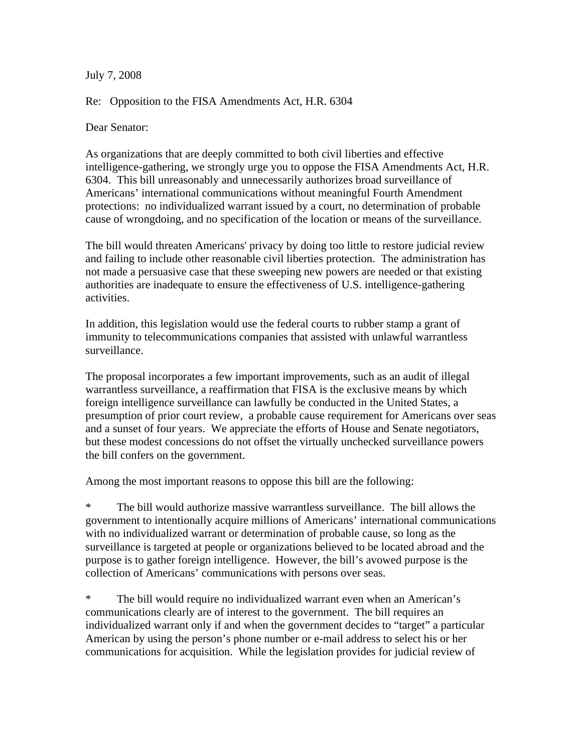July 7, 2008

Re: Opposition to the FISA Amendments Act, H.R. 6304

Dear Senator:

As organizations that are deeply committed to both civil liberties and effective intelligence-gathering, we strongly urge you to oppose the FISA Amendments Act, H.R. 6304. This bill unreasonably and unnecessarily authorizes broad surveillance of Americans' international communications without meaningful Fourth Amendment protections: no individualized warrant issued by a court, no determination of probable cause of wrongdoing, and no specification of the location or means of the surveillance.

The bill would threaten Americans' privacy by doing too little to restore judicial review and failing to include other reasonable civil liberties protection. The administration has not made a persuasive case that these sweeping new powers are needed or that existing authorities are inadequate to ensure the effectiveness of U.S. intelligence-gathering activities.

In addition, this legislation would use the federal courts to rubber stamp a grant of immunity to telecommunications companies that assisted with unlawful warrantless surveillance.

The proposal incorporates a few important improvements, such as an audit of illegal warrantless surveillance, a reaffirmation that FISA is the exclusive means by which foreign intelligence surveillance can lawfully be conducted in the United States, a presumption of prior court review, a probable cause requirement for Americans over seas and a sunset of four years. We appreciate the efforts of House and Senate negotiators, but these modest concessions do not offset the virtually unchecked surveillance powers the bill confers on the government.

Among the most important reasons to oppose this bill are the following:

* The bill would authorize massive warrantless surveillance. The bill allows the government to intentionally acquire millions of Americans' international communications with no individualized warrant or determination of probable cause, so long as the surveillance is targeted at people or organizations believed to be located abroad and the purpose is to gather foreign intelligence. However, the bill's avowed purpose is the collection of Americans' communications with persons over seas.

* The bill would require no individualized warrant even when an American's communications clearly are of interest to the government. The bill requires an individualized warrant only if and when the government decides to "target" a particular American by using the person's phone number or e-mail address to select his or her communications for acquisition. While the legislation provides for judicial review of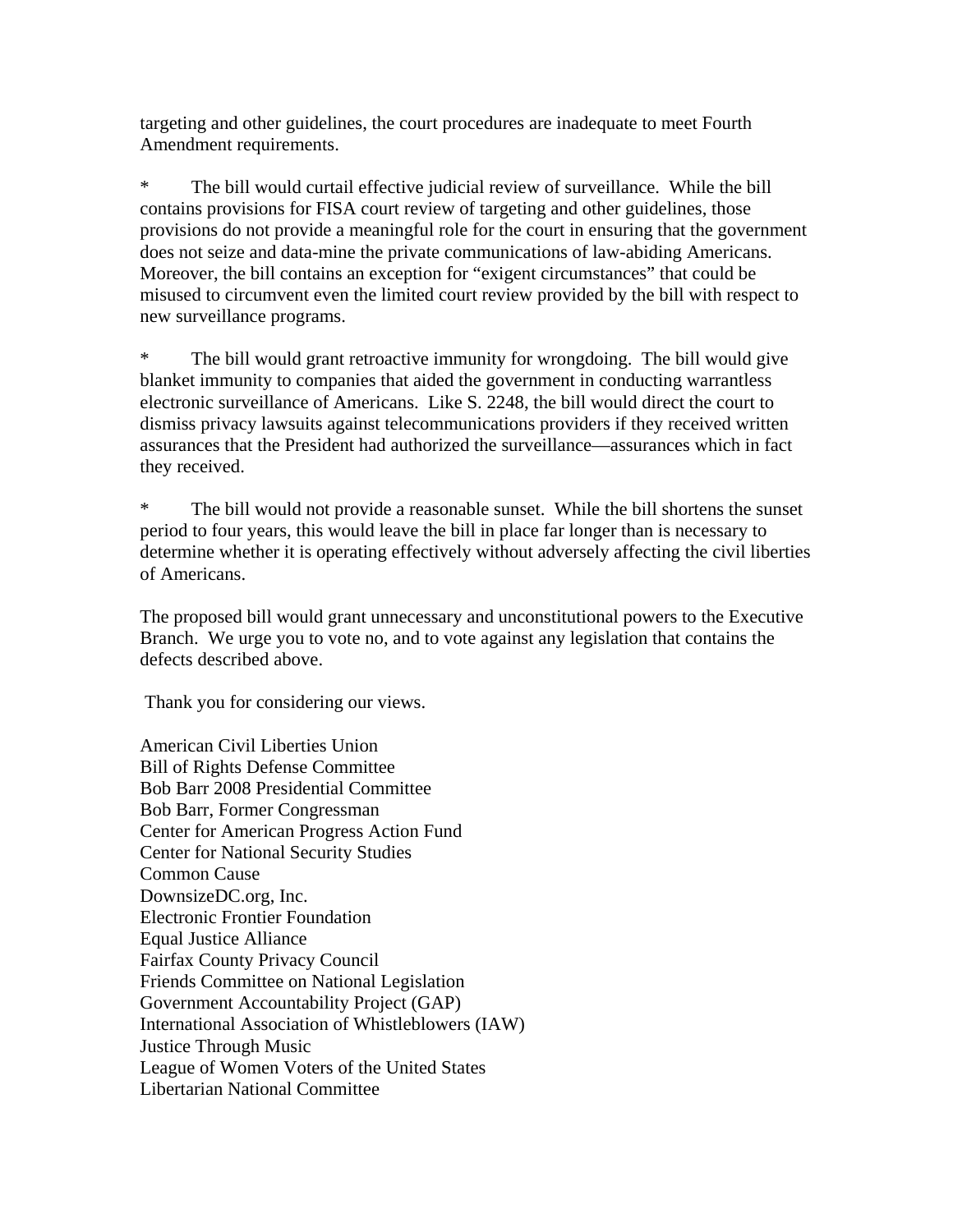targeting and other guidelines, the court procedures are inadequate to meet Fourth Amendment requirements.

* The bill would curtail effective judicial review of surveillance. While the bill contains provisions for FISA court review of targeting and other guidelines, those provisions do not provide a meaningful role for the court in ensuring that the government does not seize and data-mine the private communications of law-abiding Americans. Moreover, the bill contains an exception for "exigent circumstances" that could be misused to circumvent even the limited court review provided by the bill with respect to new surveillance programs.

* The bill would grant retroactive immunity for wrongdoing. The bill would give blanket immunity to companies that aided the government in conducting warrantless electronic surveillance of Americans. Like S. 2248, the bill would direct the court to dismiss privacy lawsuits against telecommunications providers if they received written assurances that the President had authorized the surveillance—assurances which in fact they received.

* The bill would not provide a reasonable sunset. While the bill shortens the sunset period to four years, this would leave the bill in place far longer than is necessary to determine whether it is operating effectively without adversely affecting the civil liberties of Americans.

The proposed bill would grant unnecessary and unconstitutional powers to the Executive Branch. We urge you to vote no, and to vote against any legislation that contains the defects described above.

Thank you for considering our views.

American Civil Liberties Union
Bill of Rights Defense Committee
Bob Barr 2008 Presidential Committee
Bob Barr, Former Congressman
Center for American Progress Action Fund
Center for National Security Studies
Common Cause
DownsizeDC.org, Inc.
Electronic Frontier Foundation
Equal Justice Alliance
Fairfax County Privacy Council
Friends Committee on National Legislation
Government Accountability Project (GAP)
International Association of Whistleblowers (IAW)
Justice Through Music
League of Women Voters of the United States
Libertarian National Committee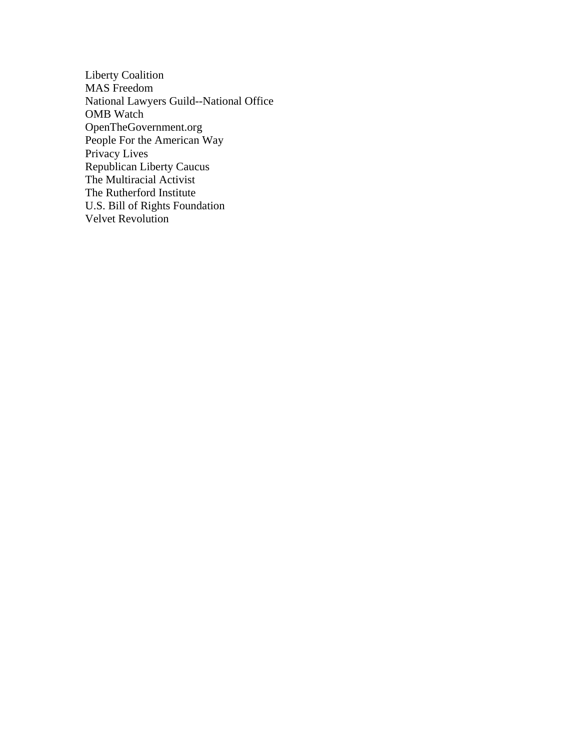Liberty Coalition
MAS Freedom
National Lawyers Guild--National Office
OMB Watch
OpenTheGovernment.org
People For the American Way
Privacy Lives
Republican Liberty Caucus
The Multiracial Activist
The Rutherford Institute
U.S. Bill of Rights Foundation
Velvet Revolution